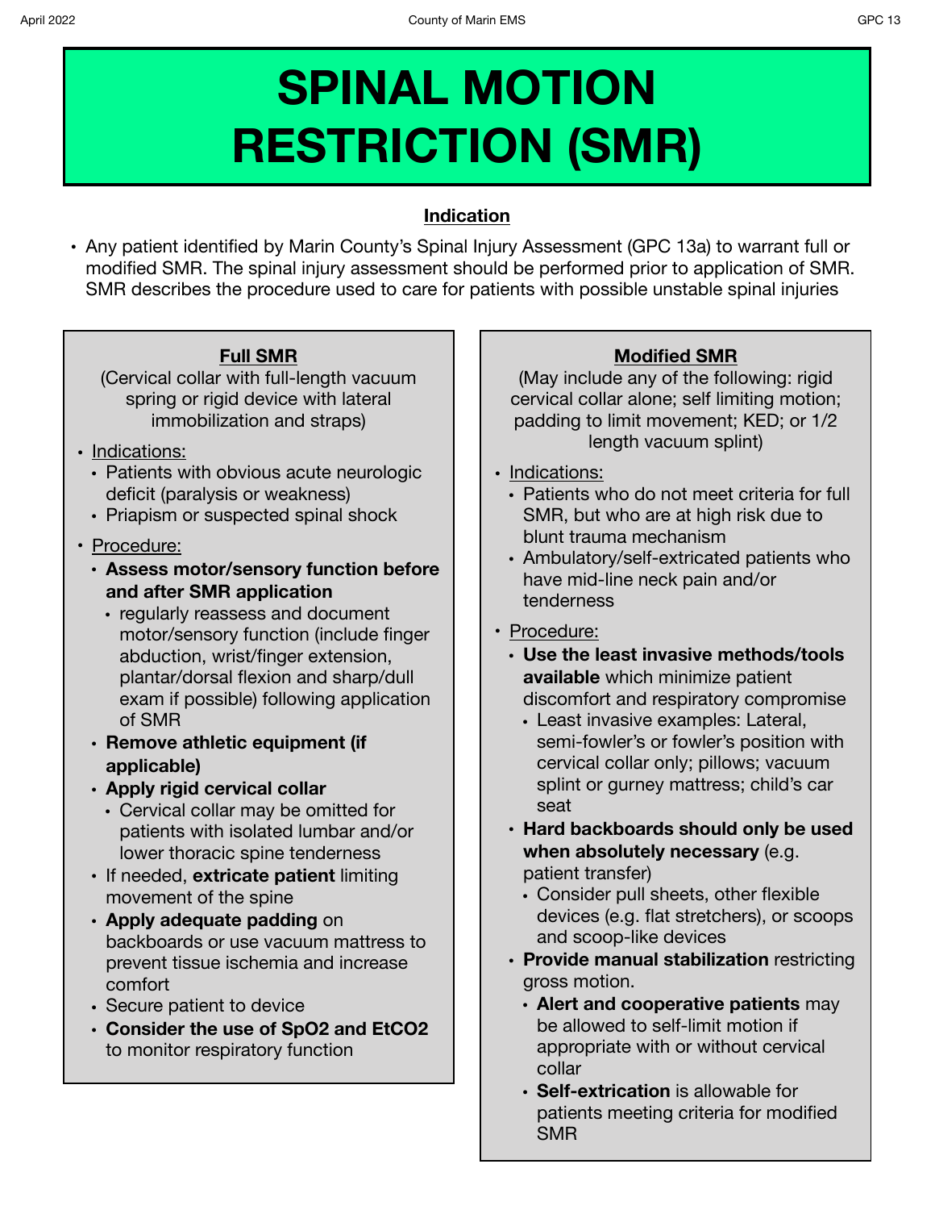# SPINAL MOTION RESTRICTION (SMR)

## Indication

- Any patient identified by Marin County's Spinal Injury Assessment (GPC 13a) to warrant full or modified SMR. The spinal injury assessment should be performed prior to application of SMR. SMR describes the procedure used to care for patients with possible unstable spinal injuries

### Full SMR

(Cervical collar with full-length vacuum spring or rigid device with lateral immobilization and straps)

- Indications:
  - Patients with obvious acute neurologic deficit (paralysis or weakness)
  - Priapism or suspected spinal shock
- Procedure:
  - **Assess motor/sensory function before and after SMR application**
    - regularly reassess and document motor/sensory function (include finger abduction, wrist/finger extension, plantar/dorsal flexion and sharp/dull exam if possible) following application of SMR
  - **Remove athletic equipment (if applicable)**
  - **Apply rigid cervical collar**
    - Cervical collar may be omitted for patients with isolated lumbar and/or lower thoracic spine tenderness
  - If needed, **extricate patient** limiting movement of the spine
  - **Apply adequate padding** on backboards or use vacuum mattress to prevent tissue ischemia and increase comfort
  - Secure patient to device
  - **Consider the use of SpO2 and EtCO2** to monitor respiratory function

### Modified SMR

(May include any of the following: rigid cervical collar alone; self limiting motion; padding to limit movement; KED; or 1/2 length vacuum splint)

- Indications:
  - Patients who do not meet criteria for full SMR, but who are at high risk due to blunt trauma mechanism
  - Ambulatory/self-extricated patients who have mid-line neck pain and/or tenderness
- Procedure:
  - **Use the least invasive methods/tools available** which minimize patient discomfort and respiratory compromise
    - Least invasive examples: Lateral, semi-fowler's or fowler's position with cervical collar only; pillows; vacuum splint or gurney mattress; child's car seat
  - **Hard backboards should only be used when absolutely necessary** (e.g. patient transfer)
    - Consider pull sheets, other flexible devices (e.g. flat stretchers), or scoops and scoop-like devices
  - **Provide manual stabilization** restricting gross motion.
    - **Alert and cooperative patients** may be allowed to self-limit motion if appropriate with or without cervical collar
    - **Self-extrication** is allowable for patients meeting criteria for modified SMR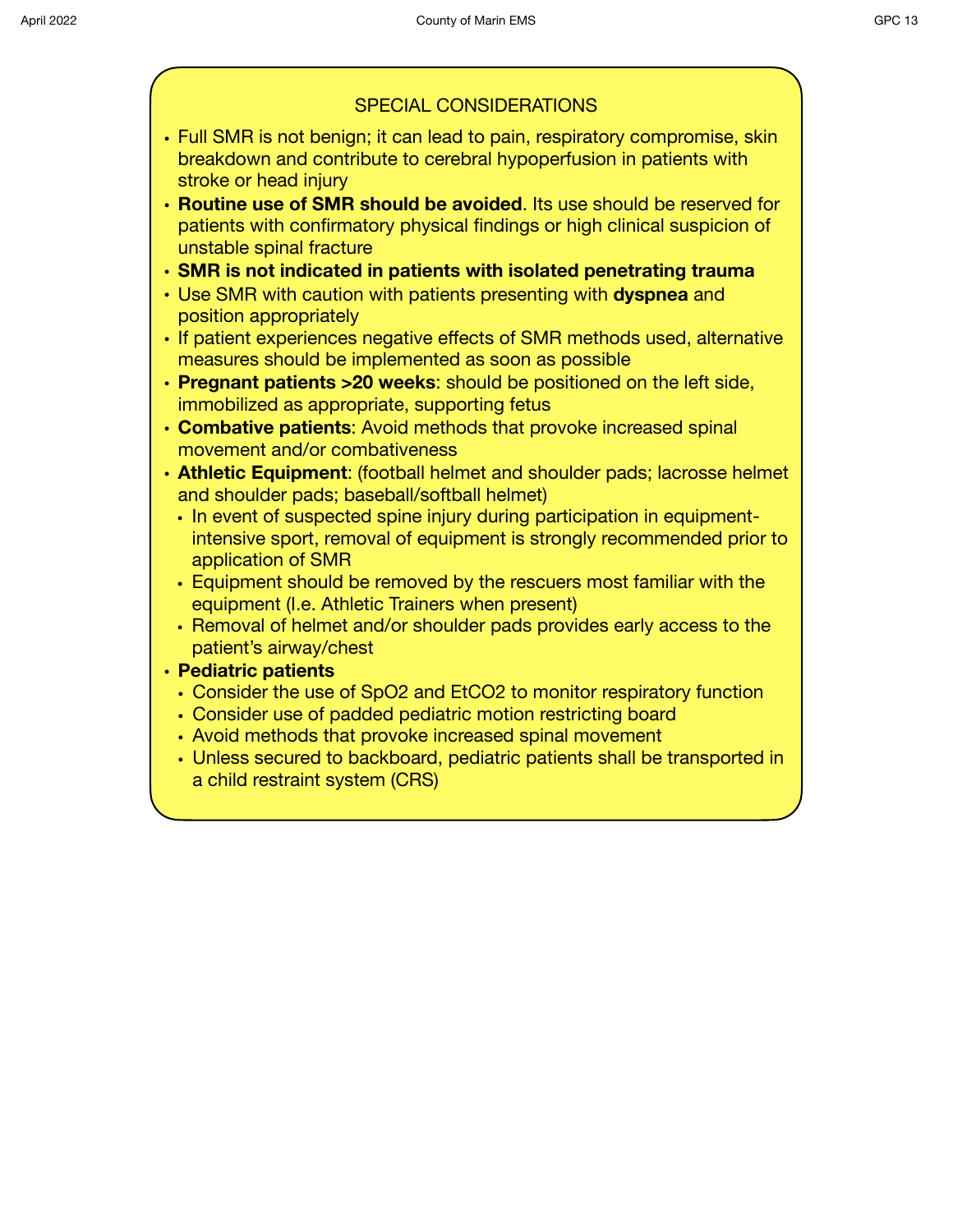## SPECIAL CONSIDERATIONS

- Full SMR is not benign; it can lead to pain, respiratory compromise, skin breakdown and contribute to cerebral hypoperfusion in patients with stroke or head injury
- **Routine use of SMR should be avoided**. Its use should be reserved for patients with confirmatory physical findings or high clinical suspicion of unstable spinal fracture
- **SMR is not indicated in patients with isolated penetrating trauma**
- Use SMR with caution with patients presenting with **dyspnea** and position appropriately
- If patient experiences negative effects of SMR methods used, alternative measures should be implemented as soon as possible
- **Pregnant patients >20 weeks**: should be positioned on the left side, immobilized as appropriate, supporting fetus
- **Combative patients**: Avoid methods that provoke increased spinal movement and/or combativeness
- **Athletic Equipment**: (football helmet and shoulder pads; lacrosse helmet and shoulder pads; baseball/softball helmet)
  - In event of suspected spine injury during participation in equipment-intensive sport, removal of equipment is strongly recommended prior to application of SMR
  - Equipment should be removed by the rescuers most familiar with the equipment (I.e. Athletic Trainers when present)
  - Removal of helmet and/or shoulder pads provides early access to the patient's airway/chest
- **Pediatric patients**
  - Consider the use of SpO2 and EtCO2 to monitor respiratory function
  - Consider use of padded pediatric motion restricting board
  - Avoid methods that provoke increased spinal movement
  - Unless secured to backboard, pediatric patients shall be transported in a child restraint system (CRS)